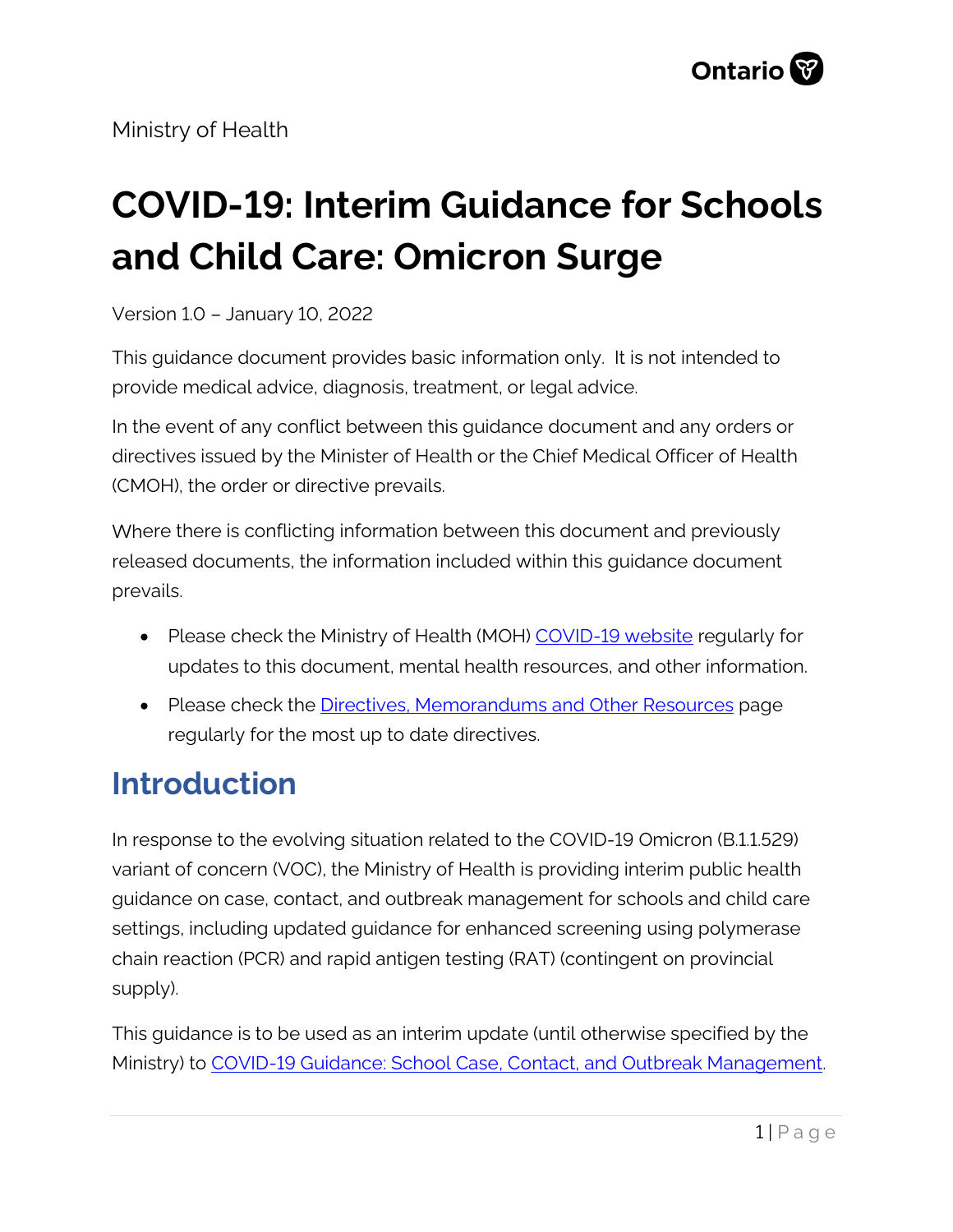Ministry of Health

# COVID-19: Interim Guidance for Schools and Child Care: Omicron Surge

Version 1.0 – January 10, 2022

This guidance document provides basic information only. It is not intended to provide medical advice, diagnosis, treatment, or legal advice.

In the event of any conflict between this guidance document and any orders or directives issued by the Minister of Health or the Chief Medical Officer of Health (CMOH), the order or directive prevails.

Where there is conflicting information between this document and previously released documents, the information included within this guidance document prevails.

- Please check the Ministry of Health (MOH) [COVID-19 website](#) regularly for updates to this document, mental health resources, and other information.
- Please check the [Directives, Memorandums and Other Resources](#) page regularly for the most up to date directives.

## Introduction

In response to the evolving situation related to the COVID-19 Omicron (B.1.1.529) variant of concern (VOC), the Ministry of Health is providing interim public health guidance on case, contact, and outbreak management for schools and child care settings, including updated guidance for enhanced screening using polymerase chain reaction (PCR) and rapid antigen testing (RAT) (contingent on provincial supply).

This guidance is to be used as an interim update (until otherwise specified by the Ministry) to [COVID-19 Guidance: School Case, Contact, and Outbreak Management](#).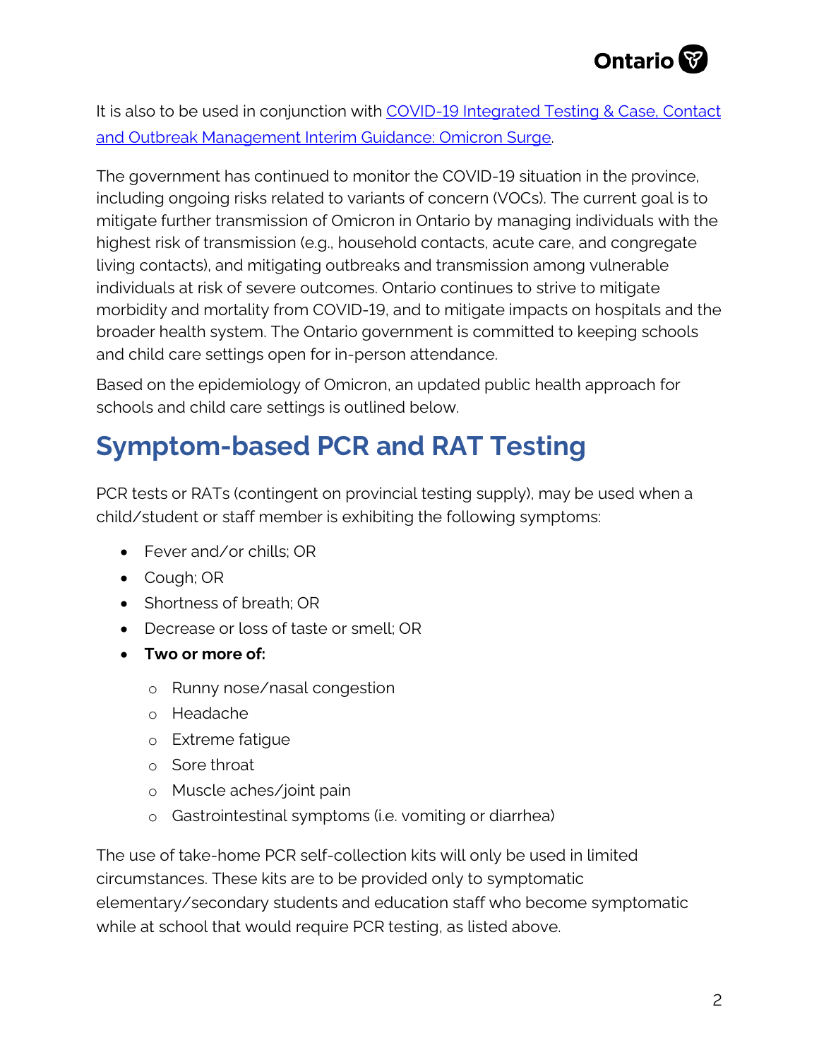It is also to be used in conjunction with [COVID-19 Integrated Testing & Case, Contact and Outbreak Management Interim Guidance: Omicron Surge](#).

The government has continued to monitor the COVID-19 situation in the province, including ongoing risks related to variants of concern (VOCs). The current goal is to mitigate further transmission of Omicron in Ontario by managing individuals with the highest risk of transmission (e.g., household contacts, acute care, and congregate living contacts), and mitigating outbreaks and transmission among vulnerable individuals at risk of severe outcomes. Ontario continues to strive to mitigate morbidity and mortality from COVID-19, and to mitigate impacts on hospitals and the broader health system. The Ontario government is committed to keeping schools and child care settings open for in-person attendance.

Based on the epidemiology of Omicron, an updated public health approach for schools and child care settings is outlined below.

# Symptom-based PCR and RAT Testing

PCR tests or RATs (contingent on provincial testing supply), may be used when a child/student or staff member is exhibiting the following symptoms:

- Fever and/or chills; OR
- Cough; OR
- Shortness of breath; OR
- Decrease or loss of taste or smell; OR
- **Two or more of:**
  - Runny nose/nasal congestion
  - Headache
  - Extreme fatigue
  - Sore throat
  - Muscle aches/joint pain
  - Gastrointestinal symptoms (i.e. vomiting or diarrhea)

The use of take-home PCR self-collection kits will only be used in limited circumstances. These kits are to be provided only to symptomatic elementary/secondary students and education staff who become symptomatic while at school that would require PCR testing, as listed above.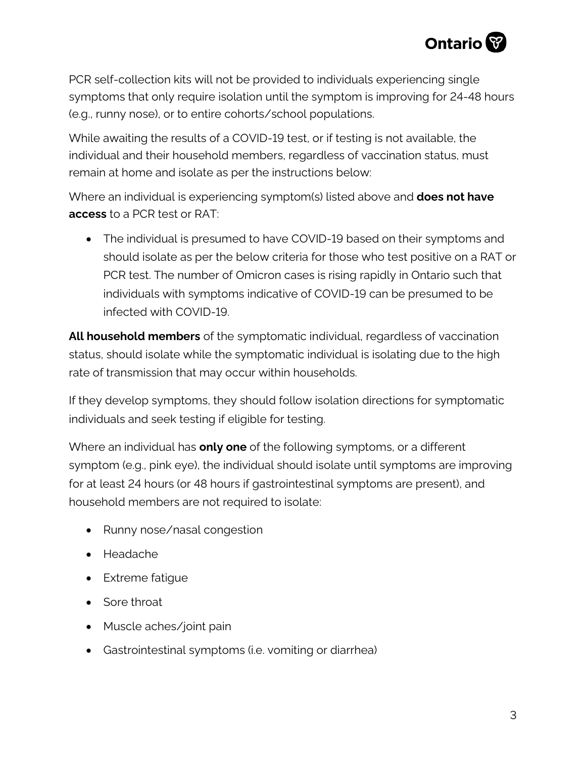PCR self-collection kits will not be provided to individuals experiencing single symptoms that only require isolation until the symptom is improving for 24-48 hours (e.g., runny nose), or to entire cohorts/school populations.

While awaiting the results of a COVID-19 test, or if testing is not available, the individual and their household members, regardless of vaccination status, must remain at home and isolate as per the instructions below:

Where an individual is experiencing symptom(s) listed above and **does not have access** to a PCR test or RAT:

- The individual is presumed to have COVID-19 based on their symptoms and should isolate as per the below criteria for those who test positive on a RAT or PCR test. The number of Omicron cases is rising rapidly in Ontario such that individuals with symptoms indicative of COVID-19 can be presumed to be infected with COVID-19.

**All household members** of the symptomatic individual, regardless of vaccination status, should isolate while the symptomatic individual is isolating due to the high rate of transmission that may occur within households.

If they develop symptoms, they should follow isolation directions for symptomatic individuals and seek testing if eligible for testing.

Where an individual has **only one** of the following symptoms, or a different symptom (e.g., pink eye), the individual should isolate until symptoms are improving for at least 24 hours (or 48 hours if gastrointestinal symptoms are present), and household members are not required to isolate:

- Runny nose/nasal congestion
- Headache
- Extreme fatigue
- Sore throat
- Muscle aches/joint pain
- Gastrointestinal symptoms (i.e. vomiting or diarrhea)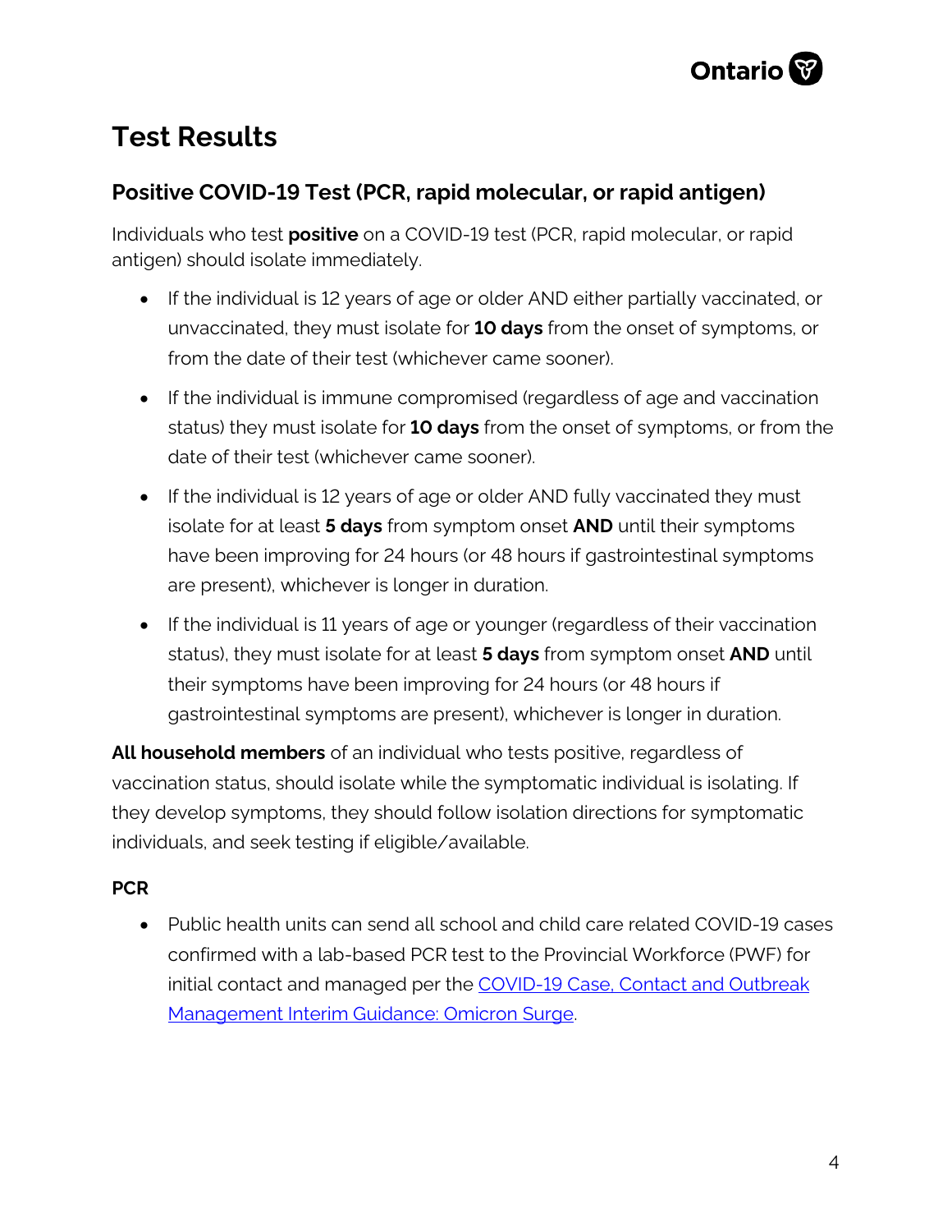# Test Results

## Positive COVID-19 Test (PCR, rapid molecular, or rapid antigen)

Individuals who test **positive** on a COVID-19 test (PCR, rapid molecular, or rapid antigen) should isolate immediately.

- If the individual is 12 years of age or older AND either partially vaccinated, or unvaccinated, they must isolate for **10 days** from the onset of symptoms, or from the date of their test (whichever came sooner).
- If the individual is immune compromised (regardless of age and vaccination status) they must isolate for **10 days** from the onset of symptoms, or from the date of their test (whichever came sooner).
- If the individual is 12 years of age or older AND fully vaccinated they must isolate for at least **5 days** from symptom onset **AND** until their symptoms have been improving for 24 hours (or 48 hours if gastrointestinal symptoms are present), whichever is longer in duration.
- If the individual is 11 years of age or younger (regardless of their vaccination status), they must isolate for at least **5 days** from symptom onset **AND** until their symptoms have been improving for 24 hours (or 48 hours if gastrointestinal symptoms are present), whichever is longer in duration.

**All household members** of an individual who tests positive, regardless of vaccination status, should isolate while the symptomatic individual is isolating. If they develop symptoms, they should follow isolation directions for symptomatic individuals, and seek testing if eligible/available.

### PCR

- Public health units can send all school and child care related COVID-19 cases confirmed with a lab-based PCR test to the Provincial Workforce (PWF) for initial contact and managed per the COVID-19 Case, Contact and Outbreak Management Interim Guidance: Omicron Surge.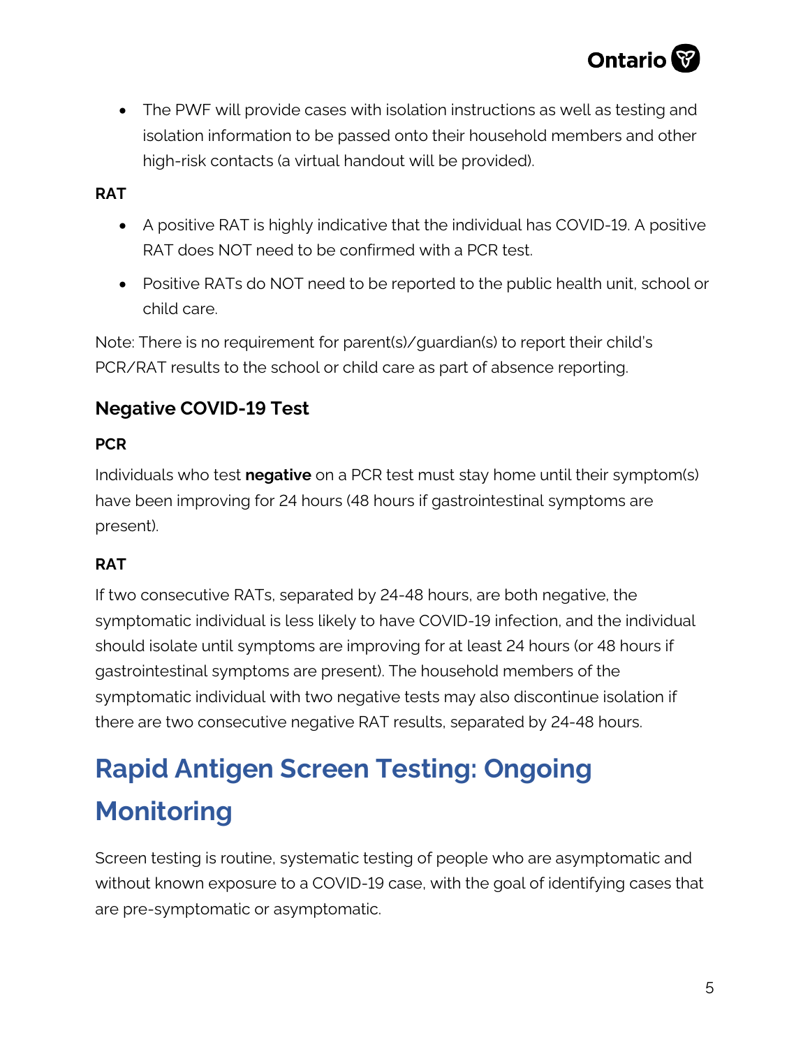- The PWF will provide cases with isolation instructions as well as testing and isolation information to be passed onto their household members and other high-risk contacts (a virtual handout will be provided).

**RAT**

- A positive RAT is highly indicative that the individual has COVID-19. A positive RAT does NOT need to be confirmed with a PCR test.
- Positive RATs do NOT need to be reported to the public health unit, school or child care.

Note: There is no requirement for parent(s)/guardian(s) to report their child's PCR/RAT results to the school or child care as part of absence reporting.

### Negative COVID-19 Test

**PCR**

Individuals who test **negative** on a PCR test must stay home until their symptom(s) have been improving for 24 hours (48 hours if gastrointestinal symptoms are present).

**RAT**

If two consecutive RATs, separated by 24-48 hours, are both negative, the symptomatic individual is less likely to have COVID-19 infection, and the individual should isolate until symptoms are improving for at least 24 hours (or 48 hours if gastrointestinal symptoms are present). The household members of the symptomatic individual with two negative tests may also discontinue isolation if there are two consecutive negative RAT results, separated by 24-48 hours.

## Rapid Antigen Screen Testing: Ongoing Monitoring

Screen testing is routine, systematic testing of people who are asymptomatic and without known exposure to a COVID-19 case, with the goal of identifying cases that are pre-symptomatic or asymptomatic.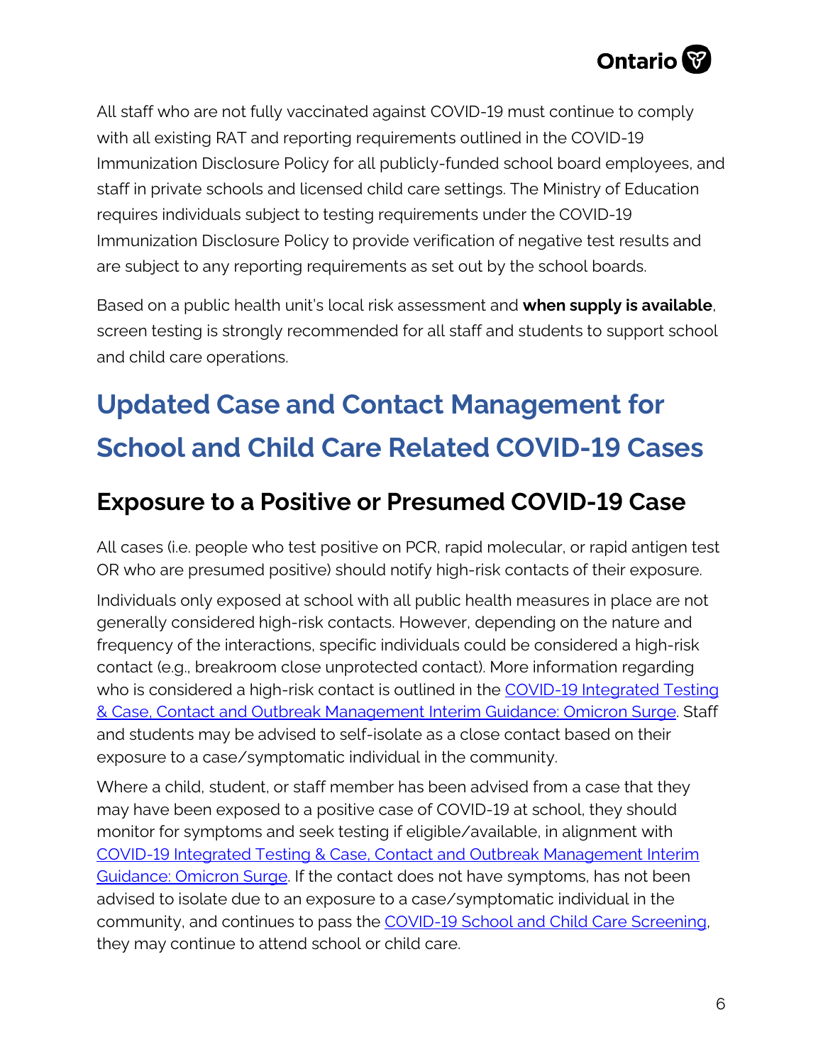All staff who are not fully vaccinated against COVID-19 must continue to comply with all existing RAT and reporting requirements outlined in the COVID-19 Immunization Disclosure Policy for all publicly-funded school board employees, and staff in private schools and licensed child care settings. The Ministry of Education requires individuals subject to testing requirements under the COVID-19 Immunization Disclosure Policy to provide verification of negative test results and are subject to any reporting requirements as set out by the school boards.

Based on a public health unit's local risk assessment and **when supply is available**, screen testing is strongly recommended for all staff and students to support school and child care operations.

# Updated Case and Contact Management for School and Child Care Related COVID-19 Cases

## Exposure to a Positive or Presumed COVID-19 Case

All cases (i.e. people who test positive on PCR, rapid molecular, or rapid antigen test OR who are presumed positive) should notify high-risk contacts of their exposure.

Individuals only exposed at school with all public health measures in place are not generally considered high-risk contacts. However, depending on the nature and frequency of the interactions, specific individuals could be considered a high-risk contact (e.g., breakroom close unprotected contact). More information regarding who is considered a high-risk contact is outlined in the COVID-19 Integrated Testing & Case, Contact and Outbreak Management Interim Guidance: Omicron Surge. Staff and students may be advised to self-isolate as a close contact based on their exposure to a case/symptomatic individual in the community.

Where a child, student, or staff member has been advised from a case that they may have been exposed to a positive case of COVID-19 at school, they should monitor for symptoms and seek testing if eligible/available, in alignment with COVID-19 Integrated Testing & Case, Contact and Outbreak Management Interim Guidance: Omicron Surge. If the contact does not have symptoms, has not been advised to isolate due to an exposure to a case/symptomatic individual in the community, and continues to pass the COVID-19 School and Child Care Screening, they may continue to attend school or child care.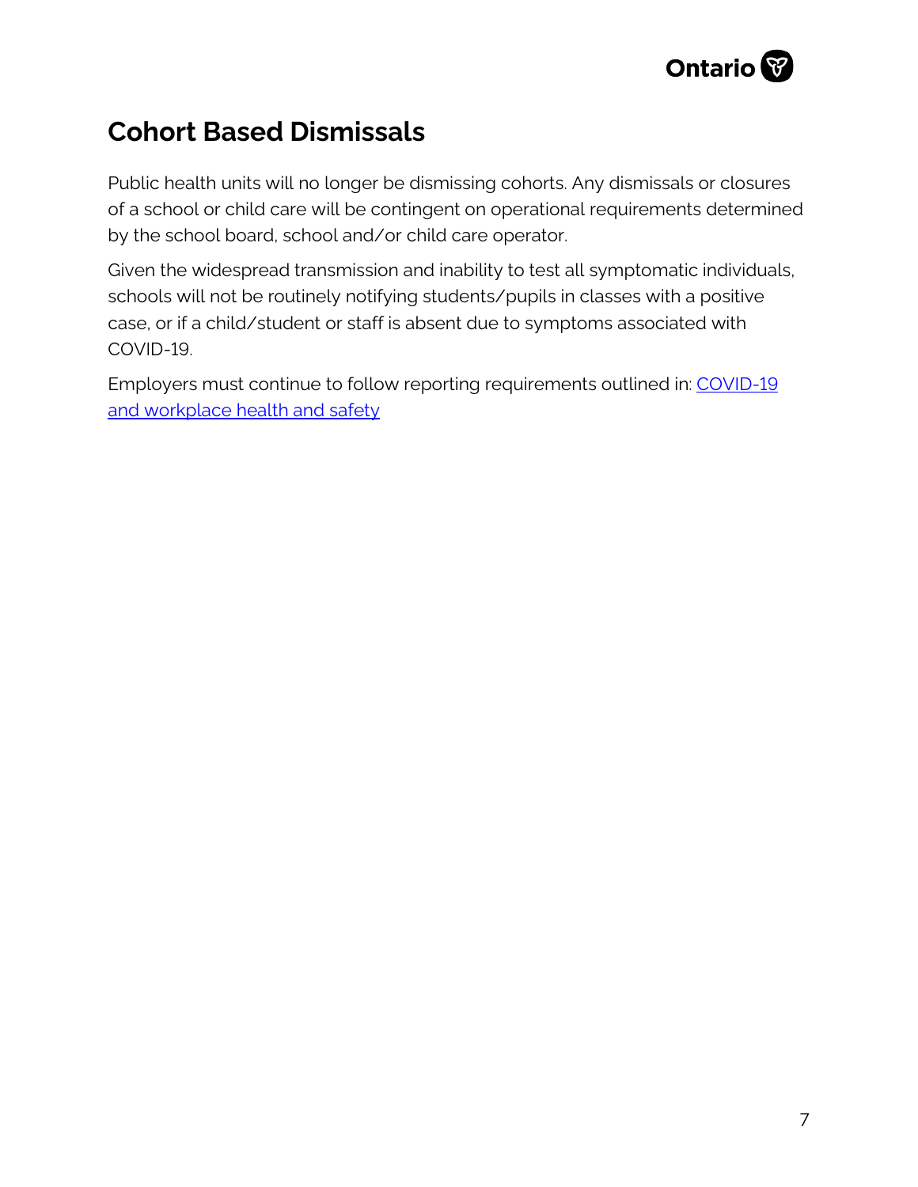## Cohort Based Dismissals

Public health units will no longer be dismissing cohorts. Any dismissals or closures of a school or child care will be contingent on operational requirements determined by the school board, school and/or child care operator.

Given the widespread transmission and inability to test all symptomatic individuals, schools will not be routinely notifying students/pupils in classes with a positive case, or if a child/student or staff is absent due to symptoms associated with COVID-19.

Employers must continue to follow reporting requirements outlined in: COVID-19 and workplace health and safety